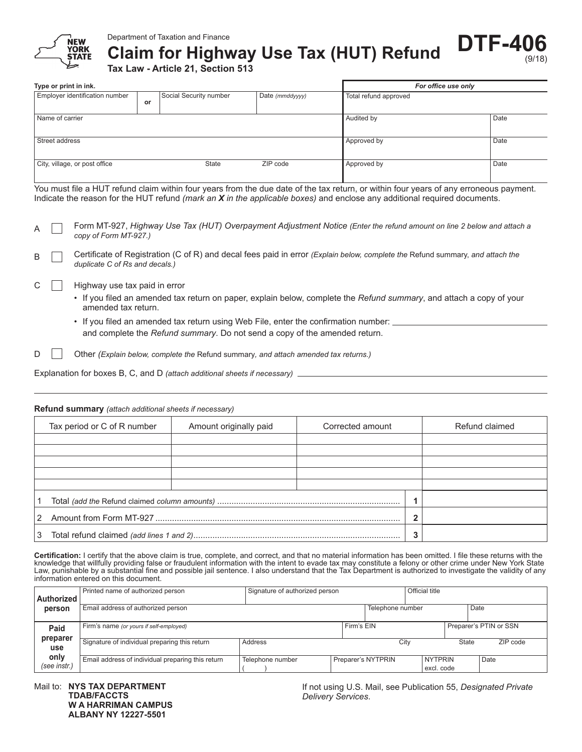Department of Taxation and Finance

# Claim for Highway Use Tax (HUT) Refund

**Tax Law - Article 21, Section 513**

**DTF-406** (9/18)

Type or print in ink.

| Employer identification number | or | Social Security number | Date *(mmddyyyy)* |
|---|---|---|---|
| | | | |

| Name of carrier |
|---|
| |

| Street address |
|---|
| |

| City, village, or post office | State | ZIP code |
|---|---|---|
| | | |

| *For office use only* | |
|---|---|
| Total refund approved | |
| Audited by | Date |
| Approved by | Date |
| Approved by | Date |

You must file a HUT refund claim within four years from the due date of the tax return, or within four years of any erroneous payment. Indicate the reason for the HUT refund *(mark an **X** in the applicable boxes)* and enclose any additional required documents.

A ☐ Form MT-927, *Highway Use Tax (HUT) Overpayment Adjustment Notice (Enter the refund amount on line 2 below and attach a copy of Form MT-927.)*

B ☐ Certificate of Registration (C of R) and decal fees paid in error *(Explain below, complete the* Refund summary*, and attach the duplicate C of Rs and decals.)*

C ☐ Highway use tax paid in error

- If you filed an amended tax return on paper, explain below, complete the *Refund summary*, and attach a copy of your amended tax return.
- If you filed an amended tax return using Web File, enter the confirmation number: ____________ and complete the *Refund summary*. Do not send a copy of the amended return.

D ☐ Other *(Explain below, complete the* Refund summary*, and attach amended tax returns.)*

Explanation for boxes B, C, and D *(attach additional sheets if necessary)* ____________

**Refund summary** *(attach additional sheets if necessary)*

| Tax period or C of R number | Amount originally paid | Corrected amount | Refund claimed |
|---|---|---|---|
| | | | |
| | | | |
| | | | |
| | | | |
| | | | |
| 1 Total *(add the* Refund claimed *column amounts)* | | 1 | |
| 2 Amount from Form MT-927 | | 2 | |
| 3 Total refund claimed *(add lines 1 and 2)* | | 3 | |

**Certification:** I certify that the above claim is true, complete, and correct, and that no material information has been omitted. I file these returns with the knowledge that willfully providing false or fraudulent information with the intent to evade tax may constitute a felony or other crime under New York State Law, punishable by a substantial fine and possible jail sentence. I also understand that the Tax Department is authorized to investigate the validity of any information entered on this document.

| **Authorized person** | | | | |
|---|---|---|---|---|
| Printed name of authorized person | Signature of authorized person | Official title | | |
| Email address of authorized person | | Telephone number | Date | |

| **Paid preparer use only** *(see instr.)* | | | | | |
|---|---|---|---|---|---|
| Firm's name *(or yours if self-employed)* | | Firm's EIN | Preparer's PTIN or SSN | | |
| Signature of individual preparing this return | Address | City | State | ZIP code | |
| Email address of individual preparing this return | Telephone number ( ) | Preparer's NYTPRIN | NYTPRIN excl. code | Date | |

Mail to: **NYS TAX DEPARTMENT**
**TDAB/FACCTS**
**W A HARRIMAN CAMPUS**
**ALBANY NY 12227-5501**

If not using U.S. Mail, see Publication 55, *Designated Private Delivery Services*.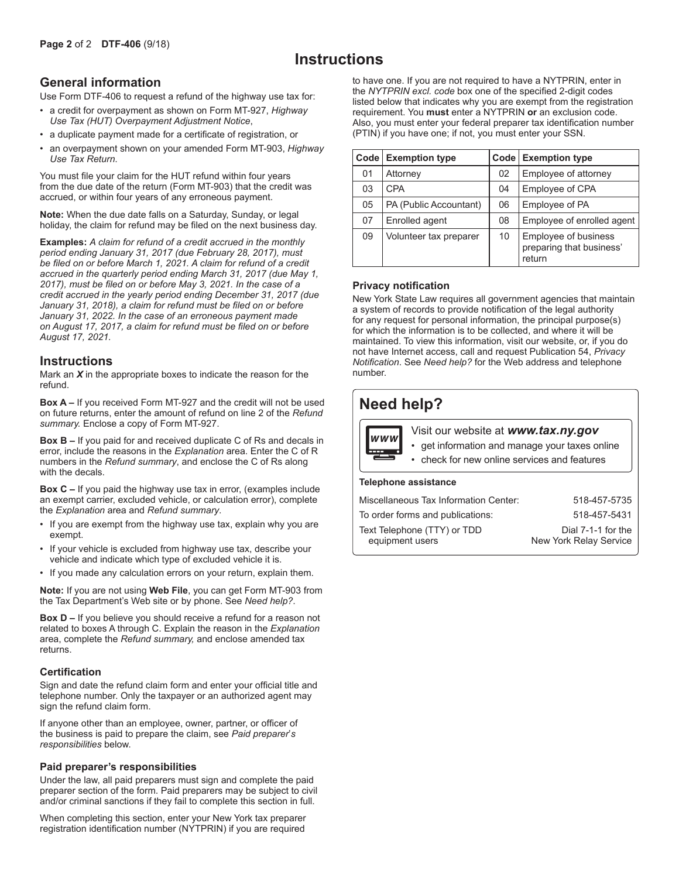# Instructions

## General information

Use Form DTF-406 to request a refund of the highway use tax for:

- a credit for overpayment as shown on Form MT-927, *Highway Use Tax (HUT) Overpayment Adjustment Notice*,
- a duplicate payment made for a certificate of registration, or
- an overpayment shown on your amended Form MT-903, *Highway Use Tax Return.*

You must file your claim for the HUT refund within four years from the due date of the return (Form MT-903) that the credit was accrued, or within four years of any erroneous payment.

**Note:** When the due date falls on a Saturday, Sunday, or legal holiday, the claim for refund may be filed on the next business day.

**Examples:** *A claim for refund of a credit accrued in the monthly period ending January 31, 2017 (due February 28, 2017), must be filed on or before March 1, 2021. A claim for refund of a credit accrued in the quarterly period ending March 31, 2017 (due May 1, 2017), must be filed on or before May 3, 2021. In the case of a credit accrued in the yearly period ending December 31, 2017 (due January 31, 2018), a claim for refund must be filed on or before January 31, 2022. In the case of an erroneous payment made on August 17, 2017, a claim for refund must be filed on or before August 17, 2021.*

## Instructions

Mark an ***X*** in the appropriate boxes to indicate the reason for the refund.

**Box A –** If you received Form MT-927 and the credit will not be used on future returns, enter the amount of refund on line 2 of the *Refund summary.* Enclose a copy of Form MT-927.

**Box B –** If you paid for and received duplicate C of Rs and decals in error, include the reasons in the *Explanation* area. Enter the C of R numbers in the *Refund summary*, and enclose the C of Rs along with the decals.

**Box C –** If you paid the highway use tax in error, (examples include an exempt carrier, excluded vehicle, or calculation error), complete the *Explanation* area and *Refund summary*.

- If you are exempt from the highway use tax, explain why you are exempt.
- If your vehicle is excluded from highway use tax, describe your vehicle and indicate which type of excluded vehicle it is.
- If you made any calculation errors on your return, explain them.

**Note:** If you are not using **Web File**, you can get Form MT-903 from the Tax Department's Web site or by phone. See *Need help?*.

**Box D –** If you believe you should receive a refund for a reason not related to boxes A through C. Explain the reason in the *Explanation* area, complete the *Refund summary,* and enclose amended tax returns.

### Certification

Sign and date the refund claim form and enter your official title and telephone number. Only the taxpayer or an authorized agent may sign the refund claim form.

If anyone other than an employee, owner, partner, or officer of the business is paid to prepare the claim, see *Paid preparer's responsibilities* below.

### Paid preparer's responsibilities

Under the law, all paid preparers must sign and complete the paid preparer section of the form. Paid preparers may be subject to civil and/or criminal sanctions if they fail to complete this section in full.

When completing this section, enter your New York tax preparer registration identification number (NYTPRIN) if you are required to have one. If you are not required to have a NYTPRIN, enter in the *NYTPRIN excl. code* box one of the specified 2-digit codes listed below that indicates why you are exempt from the registration requirement. You **must** enter a NYTPRIN **or** an exclusion code. Also, you must enter your federal preparer tax identification number (PTIN) if you have one; if not, you must enter your SSN.

| Code | Exemption type | Code | Exemption type |
|---|---|---|---|
| 01 | Attorney | 02 | Employee of attorney |
| 03 | CPA | 04 | Employee of CPA |
| 05 | PA (Public Accountant) | 06 | Employee of PA |
| 07 | Enrolled agent | 08 | Employee of enrolled agent |
| 09 | Volunteer tax preparer | 10 | Employee of business preparing that business' return |

### Privacy notification

New York State Law requires all government agencies that maintain a system of records to provide notification of the legal authority for any request for personal information, the principal purpose(s) for which the information is to be collected, and where it will be maintained. To view this information, visit our website, or, if you do not have Internet access, call and request Publication 54, *Privacy Notification*. See *Need help?* for the Web address and telephone number.

## Need help?

Visit our website at ***www.tax.ny.gov***

- get information and manage your taxes online
- check for new online services and features

**Telephone assistance**

| | |
|---|---|
| Miscellaneous Tax Information Center: | 518-457-5735 |
| To order forms and publications: | 518-457-5431 |
| Text Telephone (TTY) or TDD equipment users | Dial 7-1-1 for the New York Relay Service |